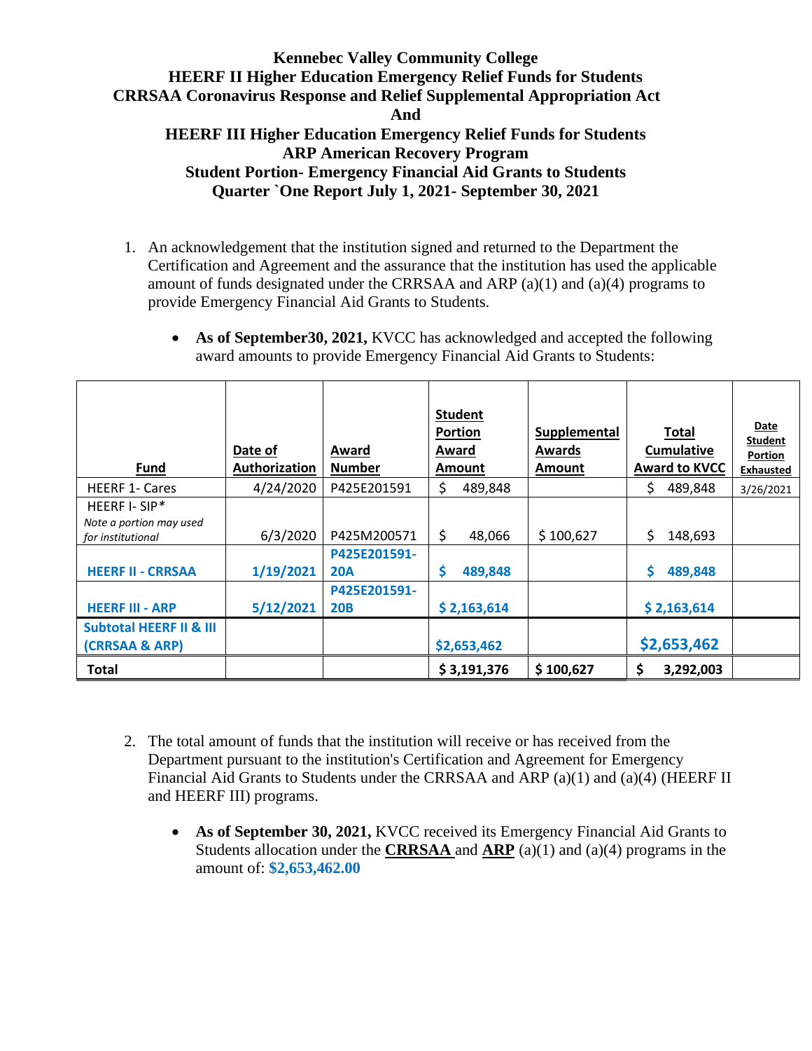# Kennebec Valley Community College
## HEERF II Higher Education Emergency Relief Funds for Students
## CRRSAA Coronavirus Response and Relief Supplemental Appropriation Act
## And
## HEERF III Higher Education Emergency Relief Funds for Students
## ARP American Recovery Program
## Student Portion- Emergency Financial Aid Grants to Students
## Quarter `One Report July 1, 2021- September 30, 2021

1. An acknowledgement that the institution signed and returned to the Department the Certification and Agreement and the assurance that the institution has used the applicable amount of funds designated under the CRRSAA and ARP (a)(1) and (a)(4) programs to provide Emergency Financial Aid Grants to Students.

   - **As of September30, 2021,** KVCC has acknowledged and accepted the following award amounts to provide Emergency Financial Aid Grants to Students:

| Fund | Date of Authorization | Award Number | Student Portion Award Amount | Supplemental Awards Amount | Total Cumulative Award to KVCC | Date Student Portion Exhausted |
|---|---|---|---|---|---|---|
| HEERF 1- Cares | 4/24/2020 | P425E201591 | $ 489,848 | | $ 489,848 | 3/26/2021 |
| HEERF I- SIP* *Note a portion may used for institutional* | 6/3/2020 | P425M200571 | $ 48,066 | $ 100,627 | $ 148,693 | |
| **HEERF II - CRRSAA** | **1/19/2021** | **P425E201591-20A** | **$ 489,848** | | **$ 489,848** | |
| **HEERF III - ARP** | **5/12/2021** | **P425E201591-20B** | **$ 2,163,614** | | **$ 2,163,614** | |
| **Subtotal HEERF II & III (CRRSAA & ARP)** | | | **$2,653,462** | | **$2,653,462** | |
| **Total** | | | **$ 3,191,376** | **$ 100,627** | **$ 3,292,003** | |

2. The total amount of funds that the institution will receive or has received from the Department pursuant to the institution's Certification and Agreement for Emergency Financial Aid Grants to Students under the CRRSAA and ARP (a)(1) and (a)(4) (HEERF II and HEERF III) programs.

   - **As of September 30, 2021,** KVCC received its Emergency Financial Aid Grants to Students allocation under the **CRRSAA** and **ARP** (a)(1) and (a)(4) programs in the amount of: **$2,653,462.00**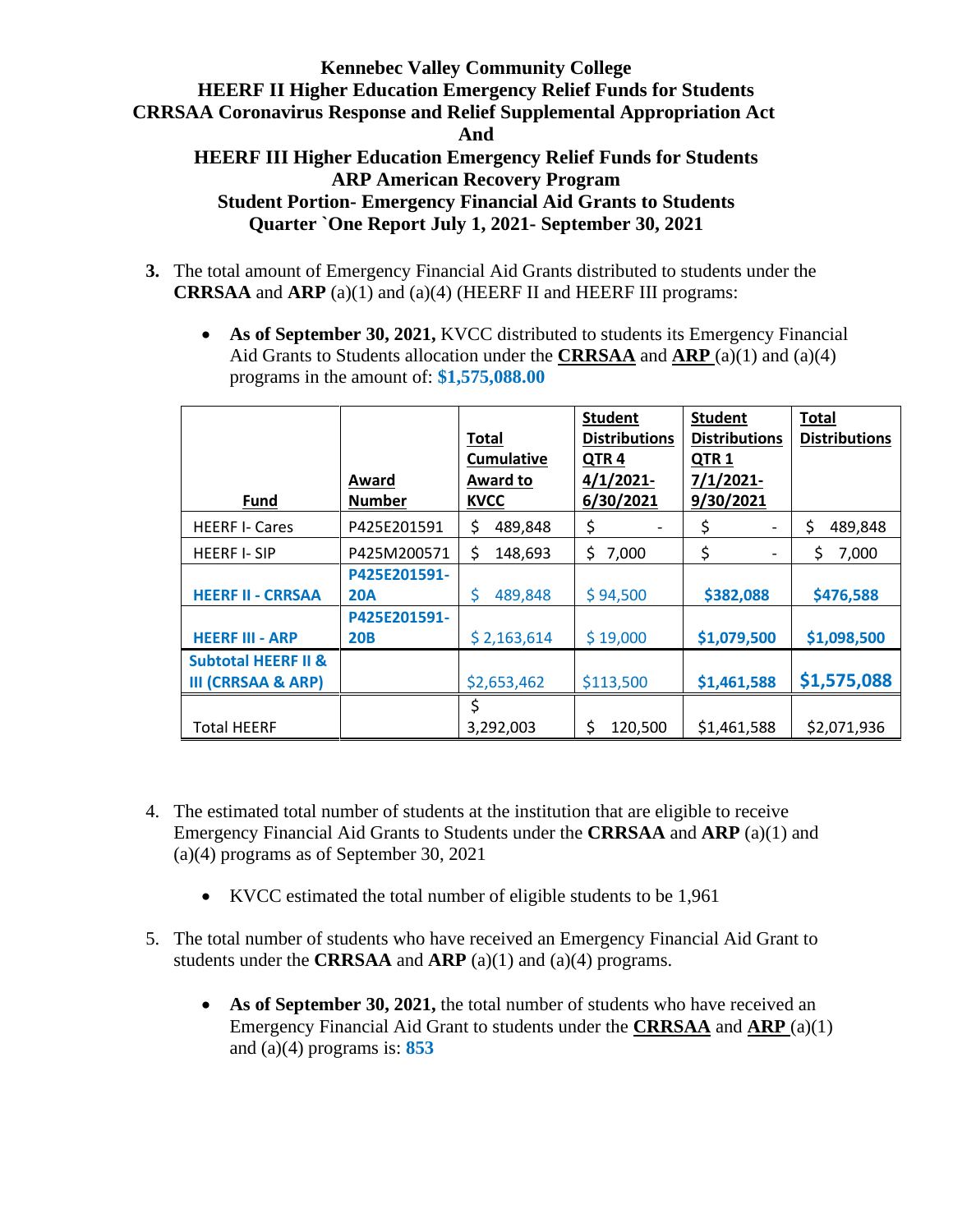**Kennebec Valley Community College**
**HEERF II Higher Education Emergency Relief Funds for Students**
**CRRSAA Coronavirus Response and Relief Supplemental Appropriation Act**
**And**
**HEERF III Higher Education Emergency Relief Funds for Students**
**ARP American Recovery Program**
**Student Portion- Emergency Financial Aid Grants to Students**
**Quarter `One Report July 1, 2021- September 30, 2021**

3. The total amount of Emergency Financial Aid Grants distributed to students under the **CRRSAA** and **ARP** (a)(1) and (a)(4) (HEERF II and HEERF III programs:

   - **As of September 30, 2021,** KVCC distributed to students its Emergency Financial Aid Grants to Students allocation under the **CRRSAA** and **ARP** (a)(1) and (a)(4) programs in the amount of: **$1,575,088.00**

| Fund | Award Number | Total Cumulative Award to KVCC | Student Distributions QTR 4 4/1/2021-6/30/2021 | Student Distributions QTR 1 7/1/2021-9/30/2021 | Total Distributions |
|---|---|---|---|---|---|
| HEERF I- Cares | P425E201591 | $ 489,848 | $ - | $ - | $ 489,848 |
| HEERF I- SIP | P425M200571 | $ 148,693 | $ 7,000 | $ - | $ 7,000 |
| **HEERF II - CRRSAA** | **P425E201591-20A** | $ 489,848 | $ 94,500 | **$382,088** | **$476,588** |
| **HEERF III - ARP** | **P425E201591-20B** | $ 2,163,614 | $ 19,000 | **$1,079,500** | **$1,098,500** |
| **Subtotal HEERF II & III (CRRSAA & ARP)** | | $2,653,462 | $113,500 | **$1,461,588** | **$1,575,088** |
| Total HEERF | | $ 3,292,003 | $ 120,500 | $1,461,588 | $2,071,936 |

4. The estimated total number of students at the institution that are eligible to receive Emergency Financial Aid Grants to Students under the **CRRSAA** and **ARP** (a)(1) and (a)(4) programs as of September 30, 2021

   - KVCC estimated the total number of eligible students to be 1,961

5. The total number of students who have received an Emergency Financial Aid Grant to students under the **CRRSAA** and **ARP** (a)(1) and (a)(4) programs.

   - **As of September 30, 2021,** the total number of students who have received an Emergency Financial Aid Grant to students under the **CRRSAA** and **ARP** (a)(1) and (a)(4) programs is: **853**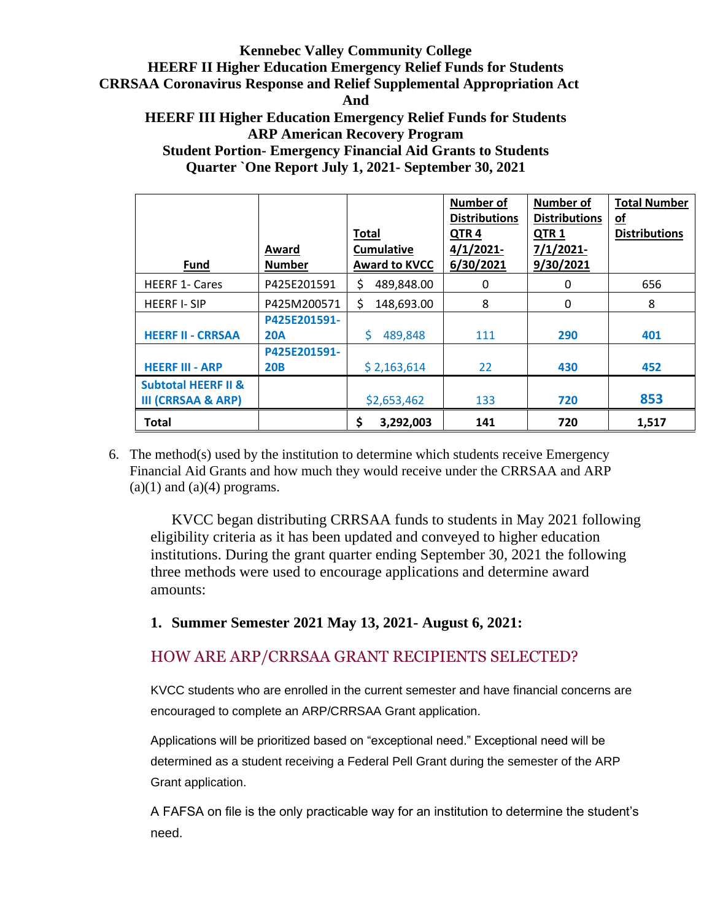**Kennebec Valley Community College**
**HEERF II Higher Education Emergency Relief Funds for Students**
**CRRSAA Coronavirus Response and Relief Supplemental Appropriation Act**
**And**
**HEERF III Higher Education Emergency Relief Funds for Students**
**ARP American Recovery Program**
**Student Portion- Emergency Financial Aid Grants to Students**
**Quarter `One Report July 1, 2021- September 30, 2021**

| Fund | Award Number | Total Cumulative Award to KVCC | Number of Distributions QTR 4 4/1/2021-6/30/2021 | Number of Distributions QTR 1 7/1/2021-9/30/2021 | Total Number of Distributions |
|---|---|---|---|---|---|
| HEERF 1- Cares | P425E201591 | $ 489,848.00 | 0 | 0 | 656 |
| HEERF I- SIP | P425M200571 | $ 148,693.00 | 8 | 0 | 8 |
| **HEERF II - CRRSAA** | **P425E201591-20A** | $ 489,848 | 111 | **290** | **401** |
| **HEERF III - ARP** | **P425E201591-20B** | $ 2,163,614 | 22 | **430** | **452** |
| **Subtotal HEERF II & III (CRRSAA & ARP)** | | $2,653,462 | 133 | **720** | **853** |
| **Total** | | **$ 3,292,003** | **141** | **720** | **1,517** |

6. The method(s) used by the institution to determine which students receive Emergency Financial Aid Grants and how much they would receive under the CRRSAA and ARP (a)(1) and (a)(4) programs.

KVCC began distributing CRRSAA funds to students in May 2021 following eligibility criteria as it has been updated and conveyed to higher education institutions. During the grant quarter ending September 30, 2021 the following three methods were used to encourage applications and determine award amounts:

1. **Summer Semester 2021 May 13, 2021- August 6, 2021:**

## HOW ARE ARP/CRRSAA GRANT RECIPIENTS SELECTED?

KVCC students who are enrolled in the current semester and have financial concerns are encouraged to complete an ARP/CRRSAA Grant application.

Applications will be prioritized based on "exceptional need." Exceptional need will be determined as a student receiving a Federal Pell Grant during the semester of the ARP Grant application.

A FAFSA on file is the only practicable way for an institution to determine the student's need.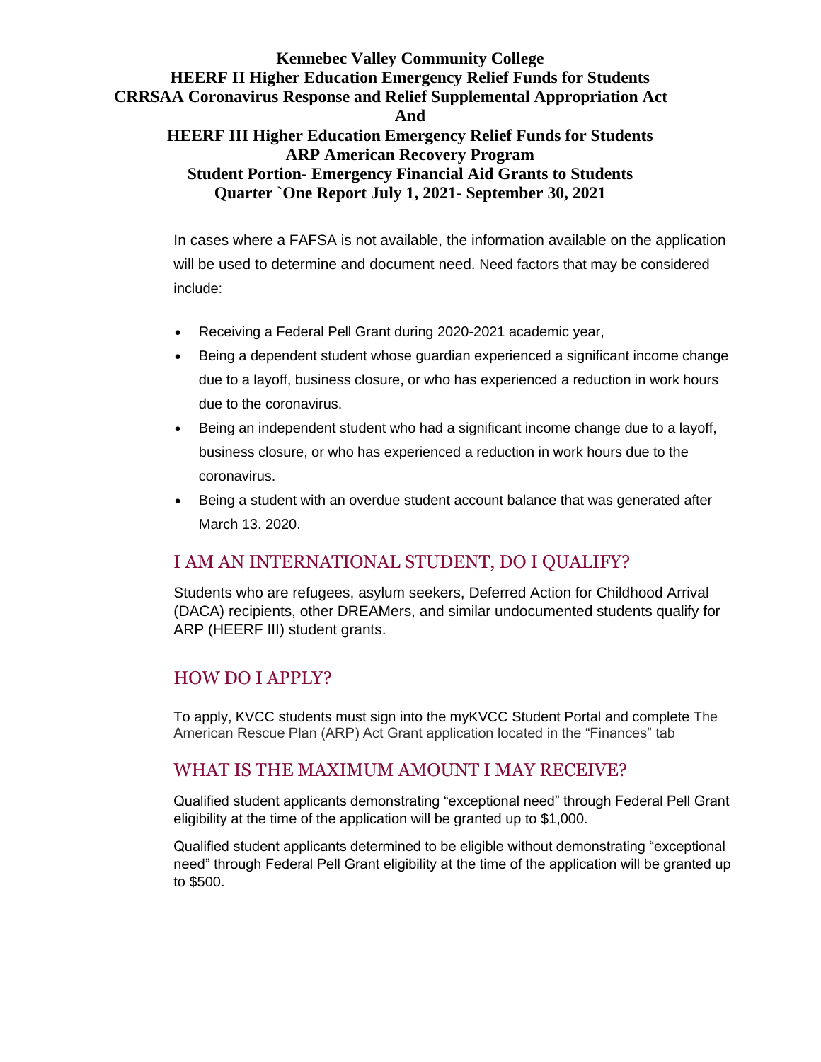**Kennebec Valley Community College**
**HEERF II Higher Education Emergency Relief Funds for Students**
**CRRSAA Coronavirus Response and Relief Supplemental Appropriation Act**
**And**
**HEERF III Higher Education Emergency Relief Funds for Students**
**ARP American Recovery Program**
**Student Portion- Emergency Financial Aid Grants to Students**
**Quarter `One Report July 1, 2021- September 30, 2021**

In cases where a FAFSA is not available, the information available on the application will be used to determine and document need. Need factors that may be considered include:

- Receiving a Federal Pell Grant during 2020-2021 academic year,
- Being a dependent student whose guardian experienced a significant income change due to a layoff, business closure, or who has experienced a reduction in work hours due to the coronavirus.
- Being an independent student who had a significant income change due to a layoff, business closure, or who has experienced a reduction in work hours due to the coronavirus.
- Being a student with an overdue student account balance that was generated after March 13. 2020.

## I AM AN INTERNATIONAL STUDENT, DO I QUALIFY?

Students who are refugees, asylum seekers, Deferred Action for Childhood Arrival (DACA) recipients, other DREAMers, and similar undocumented students qualify for ARP (HEERF III) student grants.

## HOW DO I APPLY?

To apply, KVCC students must sign into the myKVCC Student Portal and complete The American Rescue Plan (ARP) Act Grant application located in the "Finances" tab

## WHAT IS THE MAXIMUM AMOUNT I MAY RECEIVE?

Qualified student applicants demonstrating "exceptional need" through Federal Pell Grant eligibility at the time of the application will be granted up to $1,000.

Qualified student applicants determined to be eligible without demonstrating "exceptional need" through Federal Pell Grant eligibility at the time of the application will be granted up to $500.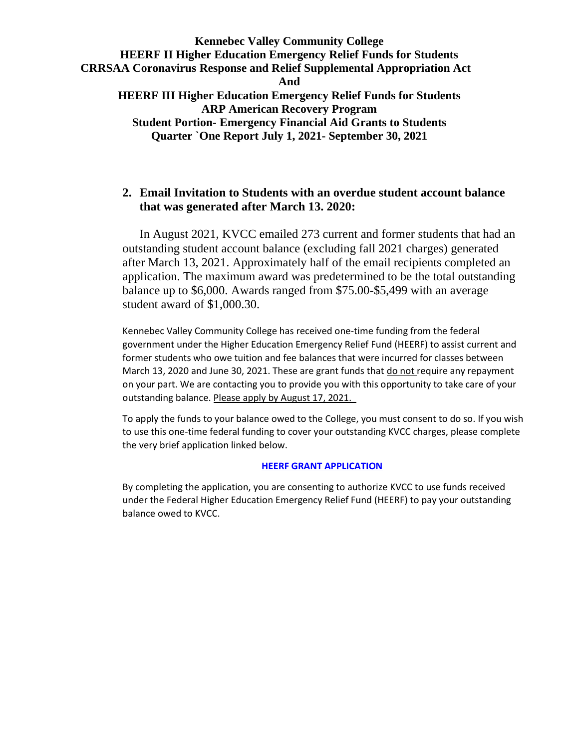**Kennebec Valley Community College**
**HEERF II Higher Education Emergency Relief Funds for Students**
**CRRSAA Coronavirus Response and Relief Supplemental Appropriation Act**
**And**
**HEERF III Higher Education Emergency Relief Funds for Students**
**ARP American Recovery Program**
**Student Portion- Emergency Financial Aid Grants to Students**
**Quarter `One Report July 1, 2021- September 30, 2021**

## 2. Email Invitation to Students with an overdue student account balance that was generated after March 13. 2020:

In August 2021, KVCC emailed 273 current and former students that had an outstanding student account balance (excluding fall 2021 charges) generated after March 13, 2021. Approximately half of the email recipients completed an application. The maximum award was predetermined to be the total outstanding balance up to $6,000. Awards ranged from $75.00-$5,499 with an average student award of $1,000.30.

Kennebec Valley Community College has received one-time funding from the federal government under the Higher Education Emergency Relief Fund (HEERF) to assist current and former students who owe tuition and fee balances that were incurred for classes between March 13, 2020 and June 30, 2021. These are grant funds that <u>do not</u> require any repayment on your part. We are contacting you to provide you with this opportunity to take care of your outstanding balance. <u>Please apply by August 17, 2021.</u>

To apply the funds to your balance owed to the College, you must consent to do so. If you wish to use this one-time federal funding to cover your outstanding KVCC charges, please complete the very brief application linked below.

**HEERF GRANT APPLICATION**

By completing the application, you are consenting to authorize KVCC to use funds received under the Federal Higher Education Emergency Relief Fund (HEERF) to pay your outstanding balance owed to KVCC.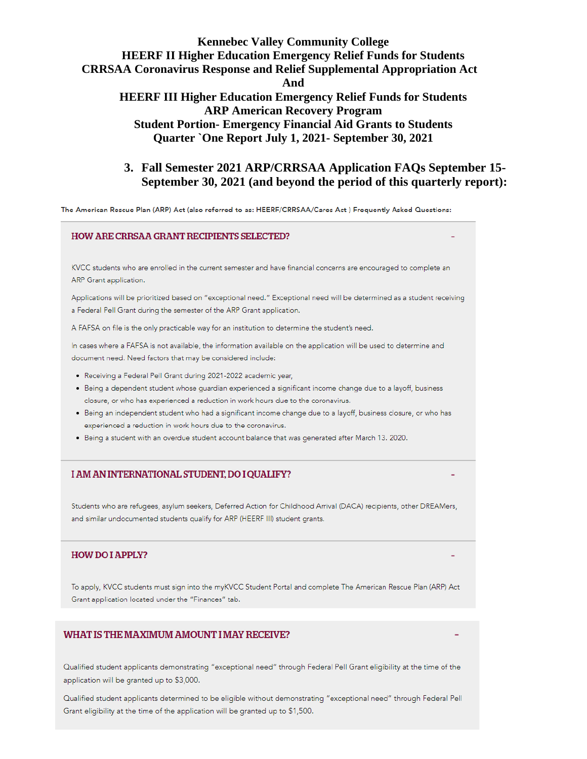**Kennebec Valley Community College**
**HEERF II Higher Education Emergency Relief Funds for Students**
**CRRSAA Coronavirus Response and Relief Supplemental Appropriation Act**
**And**
**HEERF III Higher Education Emergency Relief Funds for Students**
**ARP American Recovery Program**
**Student Portion- Emergency Financial Aid Grants to Students**
**Quarter `One Report July 1, 2021- September 30, 2021**

3. **Fall Semester 2021 ARP/CRRSAA Application FAQs September 15-September 30, 2021 (and beyond the period of this quarterly report):**

The American Rescue Plan (ARP) Act (also referred to as: HEERF/CRRSAA/Cares Act ) Frequently Asked Questions:

## HOW ARE CRRSAA GRANT RECIPIENTS SELECTED?

KVCC students who are enrolled in the current semester and have financial concerns are encouraged to complete an ARP Grant application.

Applications will be prioritized based on "exceptional need." Exceptional need will be determined as a student receiving a Federal Pell Grant during the semester of the ARP Grant application.

A FAFSA on file is the only practicable way for an institution to determine the student's need.

In cases where a FAFSA is not available, the information available on the application will be used to determine and document need. Need factors that may be considered include:

- Receiving a Federal Pell Grant during 2021-2022 academic year,
- Being a dependent student whose guardian experienced a significant income change due to a layoff, business closure, or who has experienced a reduction in work hours due to the coronavirus.
- Being an independent student who had a significant income change due to a layoff, business closure, or who has experienced a reduction in work hours due to the coronavirus.
- Being a student with an overdue student account balance that was generated after March 13. 2020.

## I AM AN INTERNATIONAL STUDENT, DO I QUALIFY?

Students who are refugees, asylum seekers, Deferred Action for Childhood Arrival (DACA) recipients, other DREAMers, and similar undocumented students qualify for ARP (HEERF III) student grants.

## HOW DO I APPLY?

To apply, KVCC students must sign into the myKVCC Student Portal and complete The American Rescue Plan (ARP) Act Grant application located under the "Finances" tab.

## WHAT IS THE MAXIMUM AMOUNT I MAY RECEIVE?

Qualified student applicants demonstrating "exceptional need" through Federal Pell Grant eligibility at the time of the application will be granted up to $3,000.

Qualified student applicants determined to be eligible without demonstrating "exceptional need" through Federal Pell Grant eligibility at the time of the application will be granted up to $1,500.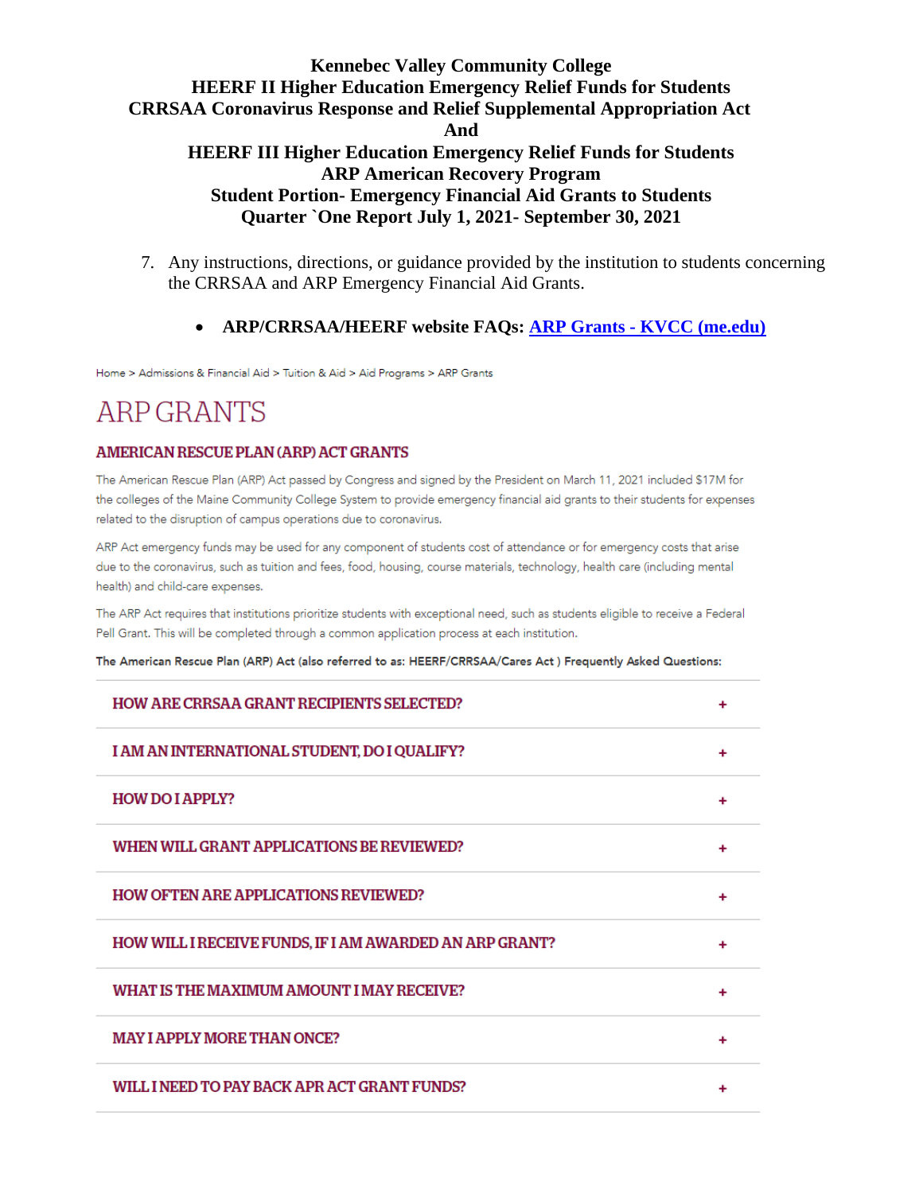**Kennebec Valley Community College**
**HEERF II Higher Education Emergency Relief Funds for Students**
**CRRSAA Coronavirus Response and Relief Supplemental Appropriation Act**
**And**
**HEERF III Higher Education Emergency Relief Funds for Students**
**ARP American Recovery Program**
**Student Portion- Emergency Financial Aid Grants to Students**
**Quarter `One Report July 1, 2021- September 30, 2021**

7. Any instructions, directions, or guidance provided by the institution to students concerning the CRRSAA and ARP Emergency Financial Aid Grants.

   - **ARP/CRRSAA/HEERF website FAQs: [ARP Grants - KVCC (me.edu)]()**

Home > Admissions & Financial Aid > Tuition & Aid > Aid Programs > ARP Grants

# ARP GRANTS

## AMERICAN RESCUE PLAN (ARP) ACT GRANTS

The American Rescue Plan (ARP) Act passed by Congress and signed by the President on March 11, 2021 included $17M for the colleges of the Maine Community College System to provide emergency financial aid grants to their students for expenses related to the disruption of campus operations due to coronavirus.

ARP Act emergency funds may be used for any component of students cost of attendance or for emergency costs that arise due to the coronavirus, such as tuition and fees, food, housing, course materials, technology, health care (including mental health) and child-care expenses.

The ARP Act requires that institutions prioritize students with exceptional need, such as students eligible to receive a Federal Pell Grant. This will be completed through a common application process at each institution.

**The American Rescue Plan (ARP) Act (also referred to as: HEERF/CRRSAA/Cares Act ) Frequently Asked Questions:**

- HOW ARE CRRSAA GRANT RECIPIENTS SELECTED? +
- I AM AN INTERNATIONAL STUDENT, DO I QUALIFY? +
- HOW DO I APPLY? +
- WHEN WILL GRANT APPLICATIONS BE REVIEWED? +
- HOW OFTEN ARE APPLICATIONS REVIEWED? +
- HOW WILL I RECEIVE FUNDS, IF I AM AWARDED AN ARP GRANT? +
- WHAT IS THE MAXIMUM AMOUNT I MAY RECEIVE? +
- MAY I APPLY MORE THAN ONCE? +
- WILL I NEED TO PAY BACK APR ACT GRANT FUNDS? +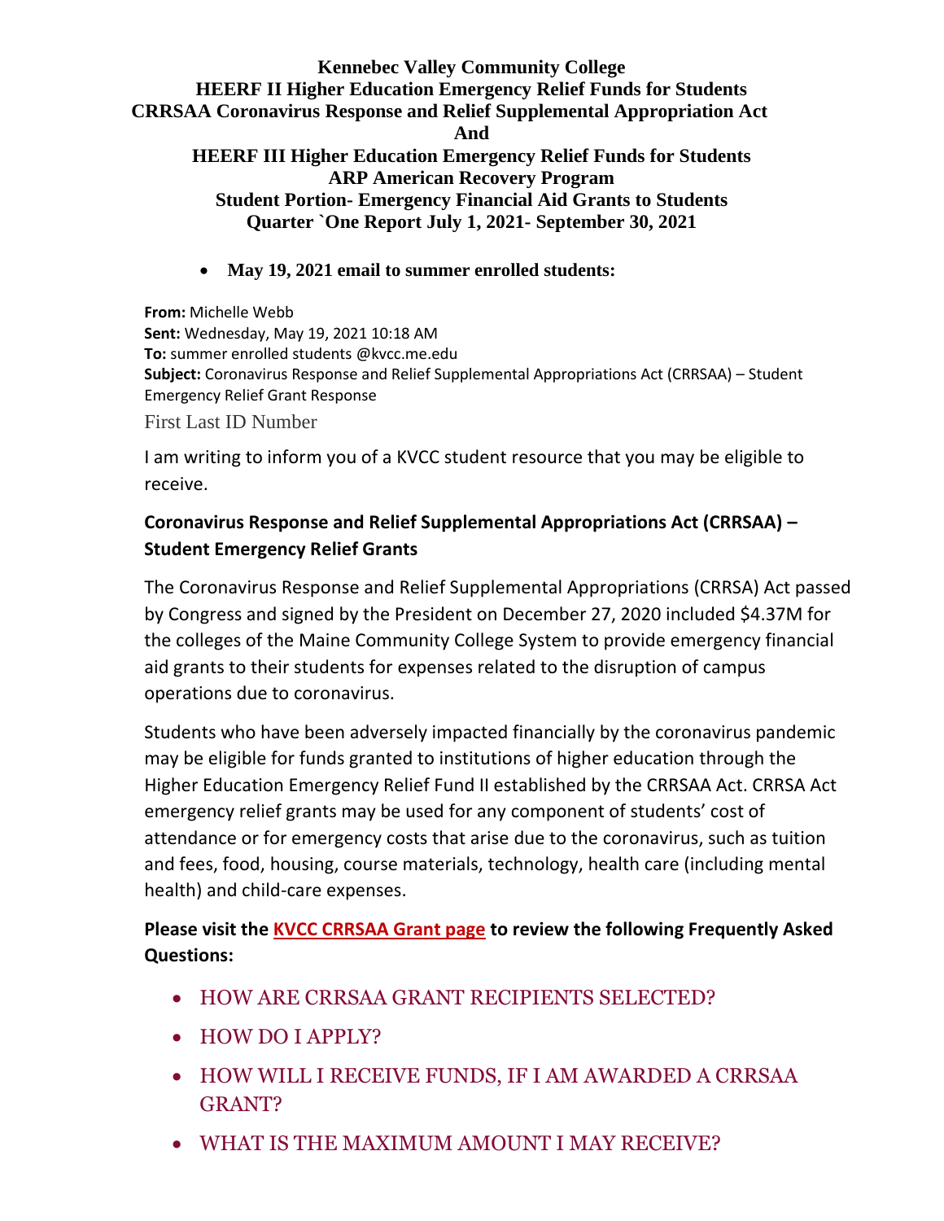**Kennebec Valley Community College**
**HEERF II Higher Education Emergency Relief Funds for Students**
**CRRSAA Coronavirus Response and Relief Supplemental Appropriation Act**
**And**
**HEERF III Higher Education Emergency Relief Funds for Students**
**ARP American Recovery Program**
**Student Portion- Emergency Financial Aid Grants to Students**
**Quarter `One Report July 1, 2021- September 30, 2021**

- **May 19, 2021 email to summer enrolled students:**

**From:** Michelle Webb
**Sent:** Wednesday, May 19, 2021 10:18 AM
**To:** summer enrolled students @kvcc.me.edu
**Subject:** Coronavirus Response and Relief Supplemental Appropriations Act (CRRSAA) – Student Emergency Relief Grant Response

First Last ID Number

I am writing to inform you of a KVCC student resource that you may be eligible to receive.

**Coronavirus Response and Relief Supplemental Appropriations Act (CRRSAA) – Student Emergency Relief Grants**

The Coronavirus Response and Relief Supplemental Appropriations (CRRSA) Act passed by Congress and signed by the President on December 27, 2020 included $4.37M for the colleges of the Maine Community College System to provide emergency financial aid grants to their students for expenses related to the disruption of campus operations due to coronavirus.

Students who have been adversely impacted financially by the coronavirus pandemic may be eligible for funds granted to institutions of higher education through the Higher Education Emergency Relief Fund II established by the CRRSAA Act. CRRSA Act emergency relief grants may be used for any component of students' cost of attendance or for emergency costs that arise due to the coronavirus, such as tuition and fees, food, housing, course materials, technology, health care (including mental health) and child-care expenses.

**Please visit the KVCC CRRSAA Grant page to review the following Frequently Asked Questions:**

- HOW ARE CRRSAA GRANT RECIPIENTS SELECTED?
- HOW DO I APPLY?
- HOW WILL I RECEIVE FUNDS, IF I AM AWARDED A CRRSAA GRANT?
- WHAT IS THE MAXIMUM AMOUNT I MAY RECEIVE?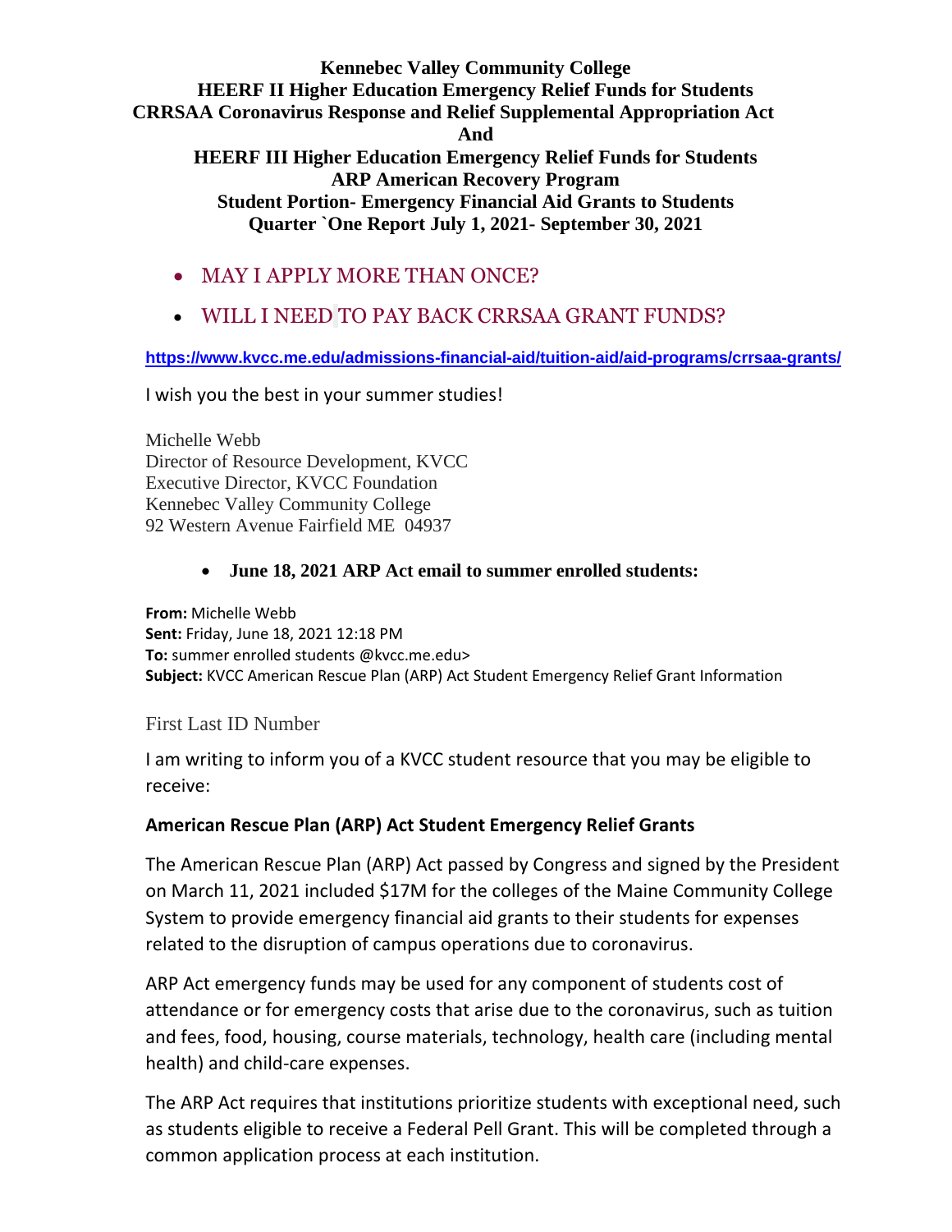**Kennebec Valley Community College**
**HEERF II Higher Education Emergency Relief Funds for Students**
**CRRSAA Coronavirus Response and Relief Supplemental Appropriation Act**
**And**
**HEERF III Higher Education Emergency Relief Funds for Students**
**ARP American Recovery Program**
**Student Portion- Emergency Financial Aid Grants to Students**
**Quarter `One Report July 1, 2021- September 30, 2021**

- MAY I APPLY MORE THAN ONCE?
- WILL I NEED TO PAY BACK CRRSAA GRANT FUNDS?

**https://www.kvcc.me.edu/admissions-financial-aid/tuition-aid/aid-programs/crrsaa-grants/**

I wish you the best in your summer studies!

Michelle Webb
Director of Resource Development, KVCC
Executive Director, KVCC Foundation
Kennebec Valley Community College
92 Western Avenue Fairfield ME 04937

- **June 18, 2021 ARP Act email to summer enrolled students:**

**From:** Michelle Webb
**Sent:** Friday, June 18, 2021 12:18 PM
**To:** summer enrolled students @kvcc.me.edu>
**Subject:** KVCC American Rescue Plan (ARP) Act Student Emergency Relief Grant Information

First Last ID Number

I am writing to inform you of a KVCC student resource that you may be eligible to receive:

**American Rescue Plan (ARP) Act Student Emergency Relief Grants**

The American Rescue Plan (ARP) Act passed by Congress and signed by the President on March 11, 2021 included $17M for the colleges of the Maine Community College System to provide emergency financial aid grants to their students for expenses related to the disruption of campus operations due to coronavirus.

ARP Act emergency funds may be used for any component of students cost of attendance or for emergency costs that arise due to the coronavirus, such as tuition and fees, food, housing, course materials, technology, health care (including mental health) and child-care expenses.

The ARP Act requires that institutions prioritize students with exceptional need, such as students eligible to receive a Federal Pell Grant. This will be completed through a common application process at each institution.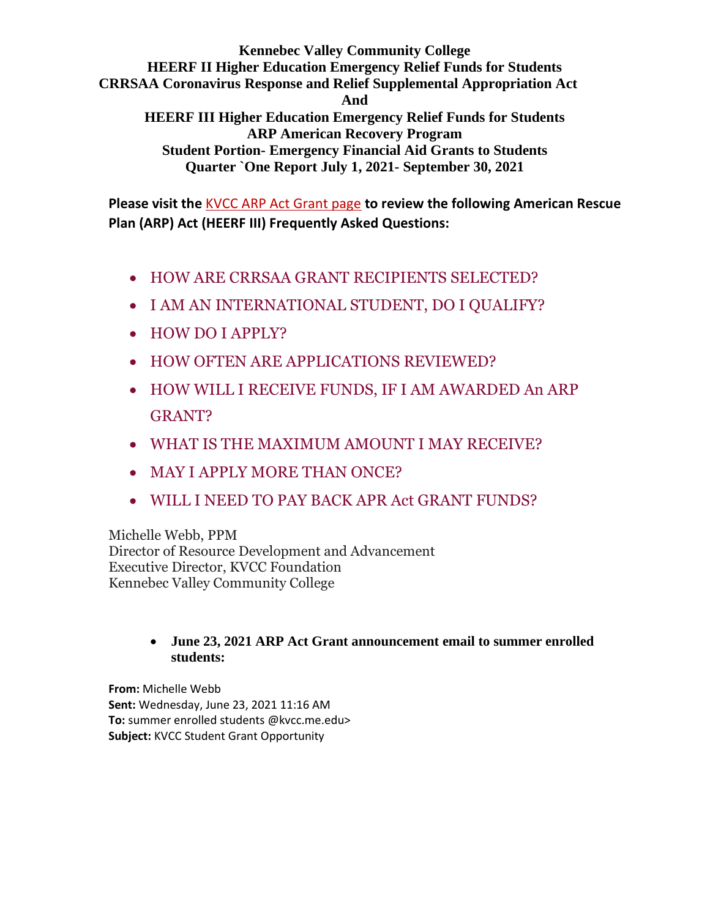**Kennebec Valley Community College**
**HEERF II Higher Education Emergency Relief Funds for Students**
**CRRSAA Coronavirus Response and Relief Supplemental Appropriation Act**
**And**
**HEERF III Higher Education Emergency Relief Funds for Students**
**ARP American Recovery Program**
**Student Portion- Emergency Financial Aid Grants to Students**
**Quarter `One Report July 1, 2021- September 30, 2021**

**Please visit the KVCC ARP Act Grant page to review the following American Rescue Plan (ARP) Act (HEERF III) Frequently Asked Questions:**

- HOW ARE CRRSAA GRANT RECIPIENTS SELECTED?
- I AM AN INTERNATIONAL STUDENT, DO I QUALIFY?
- HOW DO I APPLY?
- HOW OFTEN ARE APPLICATIONS REVIEWED?
- HOW WILL I RECEIVE FUNDS, IF I AM AWARDED An ARP GRANT?
- WHAT IS THE MAXIMUM AMOUNT I MAY RECEIVE?
- MAY I APPLY MORE THAN ONCE?
- WILL I NEED TO PAY BACK APR Act GRANT FUNDS?

Michelle Webb, PPM
Director of Resource Development and Advancement
Executive Director, KVCC Foundation
Kennebec Valley Community College

- **June 23, 2021 ARP Act Grant announcement email to summer enrolled students:**

**From:** Michelle Webb
**Sent:** Wednesday, June 23, 2021 11:16 AM
**To:** summer enrolled students @kvcc.me.edu>
**Subject:** KVCC Student Grant Opportunity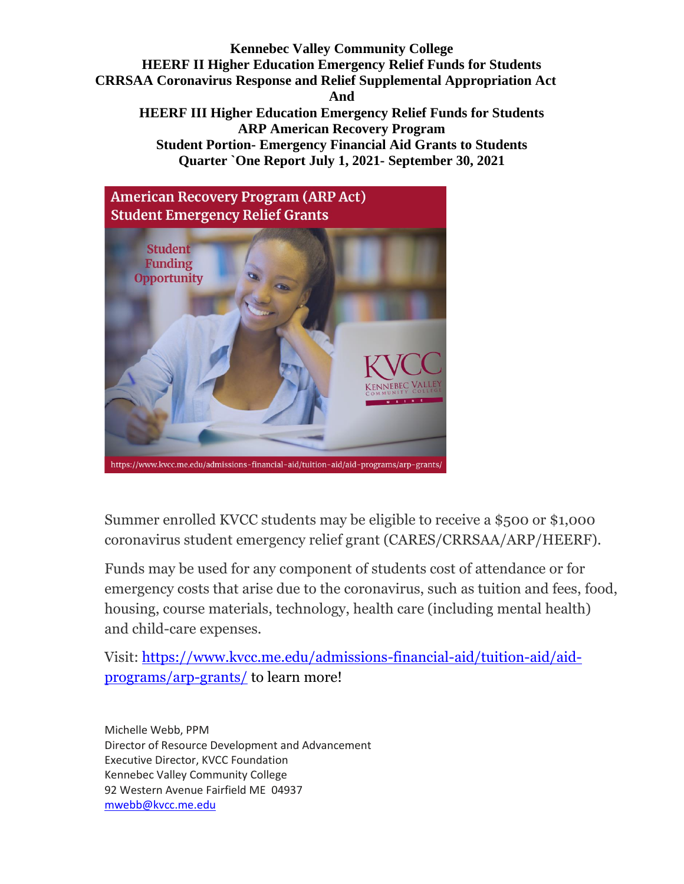**Kennebec Valley Community College**
**HEERF II Higher Education Emergency Relief Funds for Students**
**CRRSAA Coronavirus Response and Relief Supplemental Appropriation Act**
**And**
**HEERF III Higher Education Emergency Relief Funds for Students**
**ARP American Recovery Program**
**Student Portion- Emergency Financial Aid Grants to Students**
**Quarter `One Report July 1, 2021- September 30, 2021**

American Recovery Program (ARP Act)
Student Emergency Relief Grants

Student Funding Opportunity

KVCC KENNEBEC VALLEY COMMUNITY COLLEGE MAINE

https://www.kvcc.me.edu/admissions-financial-aid/tuition-aid/aid-programs/arp-grants/

Summer enrolled KVCC students may be eligible to receive a $500 or $1,000 coronavirus student emergency relief grant (CARES/CRRSAA/ARP/HEERF).

Funds may be used for any component of students cost of attendance or for emergency costs that arise due to the coronavirus, such as tuition and fees, food, housing, course materials, technology, health care (including mental health) and child-care expenses.

Visit: [https://www.kvcc.me.edu/admissions-financial-aid/tuition-aid/aid-programs/arp-grants/](https://www.kvcc.me.edu/admissions-financial-aid/tuition-aid/aid-programs/arp-grants/) to learn more!

Michelle Webb, PPM
Director of Resource Development and Advancement
Executive Director, KVCC Foundation
Kennebec Valley Community College
92 Western Avenue Fairfield ME 04937
[mwebb@kvcc.me.edu](mailto:mwebb@kvcc.me.edu)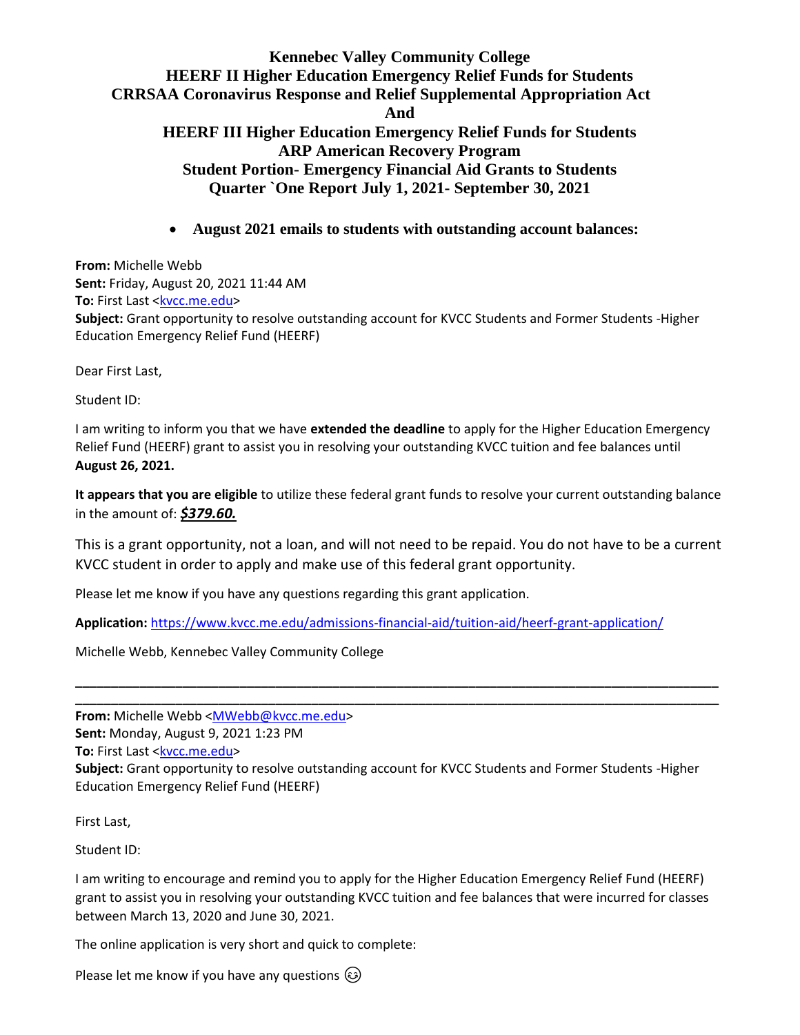# Kennebec Valley Community College
## HEERF II Higher Education Emergency Relief Funds for Students
## CRRSAA Coronavirus Response and Relief Supplemental Appropriation Act
## And
## HEERF III Higher Education Emergency Relief Funds for Students
## ARP American Recovery Program
## Student Portion- Emergency Financial Aid Grants to Students
## Quarter `One Report July 1, 2021- September 30, 2021

- **August 2021 emails to students with outstanding account balances:**

**From:** Michelle Webb
**Sent:** Friday, August 20, 2021 11:44 AM
**To:** First Last <kvcc.me.edu>
**Subject:** Grant opportunity to resolve outstanding account for KVCC Students and Former Students -Higher Education Emergency Relief Fund (HEERF)

Dear First Last,

Student ID:

I am writing to inform you that we have **extended the deadline** to apply for the Higher Education Emergency Relief Fund (HEERF) grant to assist you in resolving your outstanding KVCC tuition and fee balances until **August 26, 2021.**

**It appears that you are eligible** to utilize these federal grant funds to resolve your current outstanding balance in the amount of: ***$379.60.***

This is a grant opportunity, not a loan, and will not need to be repaid. You do not have to be a current KVCC student in order to apply and make use of this federal grant opportunity.

Please let me know if you have any questions regarding this grant application.

**Application:** https://www.kvcc.me.edu/admissions-financial-aid/tuition-aid/heerf-grant-application/

Michelle Webb, Kennebec Valley Community College

---

**From:** Michelle Webb <MWebb@kvcc.me.edu>
**Sent:** Monday, August 9, 2021 1:23 PM
**To:** First Last <kvcc.me.edu>
**Subject:** Grant opportunity to resolve outstanding account for KVCC Students and Former Students -Higher Education Emergency Relief Fund (HEERF)

First Last,

Student ID:

I am writing to encourage and remind you to apply for the Higher Education Emergency Relief Fund (HEERF) grant to assist you in resolving your outstanding KVCC tuition and fee balances that were incurred for classes between March 13, 2020 and June 30, 2021.

The online application is very short and quick to complete:

Please let me know if you have any questions 😉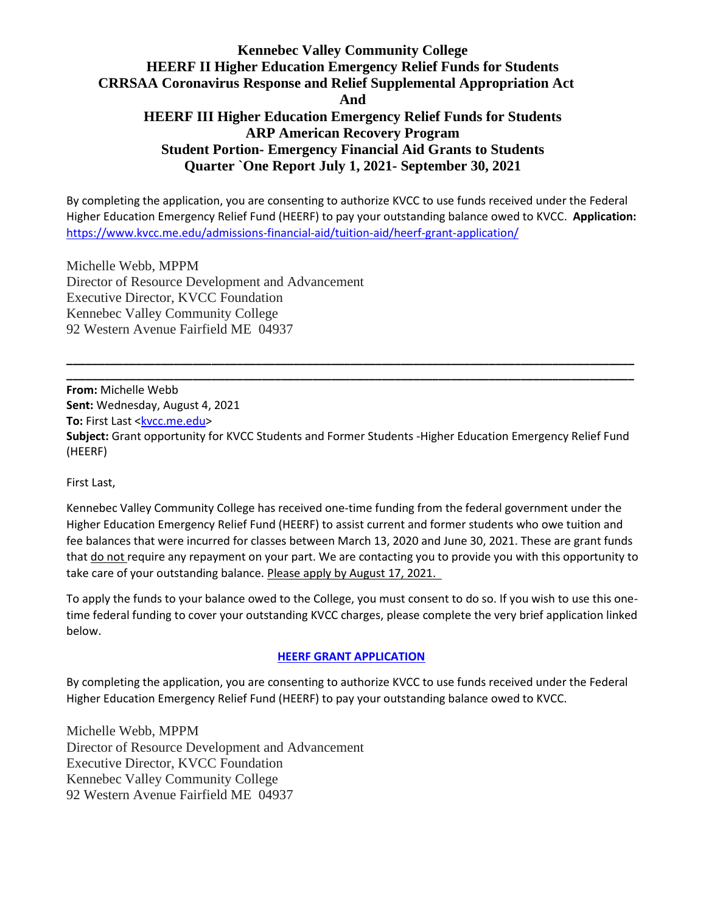# Kennebec Valley Community College
# HEERF II Higher Education Emergency Relief Funds for Students
# CRRSAA Coronavirus Response and Relief Supplemental Appropriation Act
# And
# HEERF III Higher Education Emergency Relief Funds for Students
# ARP American Recovery Program
# Student Portion- Emergency Financial Aid Grants to Students
# Quarter `One Report July 1, 2021- September 30, 2021

By completing the application, you are consenting to authorize KVCC to use funds received under the Federal Higher Education Emergency Relief Fund (HEERF) to pay your outstanding balance owed to KVCC. **Application:** https://www.kvcc.me.edu/admissions-financial-aid/tuition-aid/heerf-grant-application/

Michelle Webb, MPPM
Director of Resource Development and Advancement
Executive Director, KVCC Foundation
Kennebec Valley Community College
92 Western Avenue Fairfield ME 04937

---

**From:** Michelle Webb
**Sent:** Wednesday, August 4, 2021
**To:** First Last <kvcc.me.edu>
**Subject:** Grant opportunity for KVCC Students and Former Students -Higher Education Emergency Relief Fund (HEERF)

First Last,

Kennebec Valley Community College has received one-time funding from the federal government under the Higher Education Emergency Relief Fund (HEERF) to assist current and former students who owe tuition and fee balances that were incurred for classes between March 13, 2020 and June 30, 2021. These are grant funds that do not require any repayment on your part. We are contacting you to provide you with this opportunity to take care of your outstanding balance. Please apply by August 17, 2021.

To apply the funds to your balance owed to the College, you must consent to do so. If you wish to use this one-time federal funding to cover your outstanding KVCC charges, please complete the very brief application linked below.

**HEERF GRANT APPLICATION**

By completing the application, you are consenting to authorize KVCC to use funds received under the Federal Higher Education Emergency Relief Fund (HEERF) to pay your outstanding balance owed to KVCC.

Michelle Webb, MPPM
Director of Resource Development and Advancement
Executive Director, KVCC Foundation
Kennebec Valley Community College
92 Western Avenue Fairfield ME 04937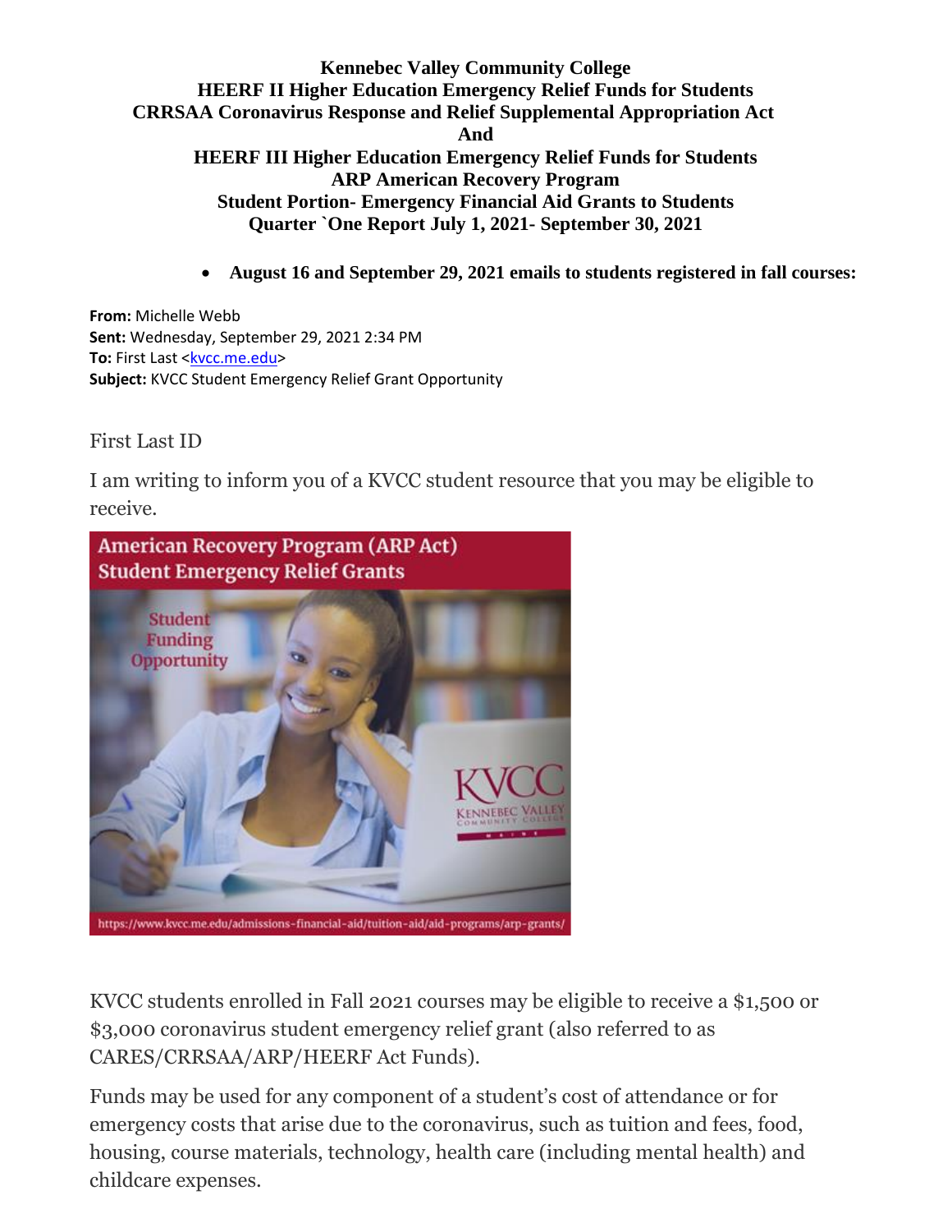**Kennebec Valley Community College**
**HEERF II Higher Education Emergency Relief Funds for Students**
**CRRSAA Coronavirus Response and Relief Supplemental Appropriation Act**
**And**
**HEERF III Higher Education Emergency Relief Funds for Students**
**ARP American Recovery Program**
**Student Portion- Emergency Financial Aid Grants to Students**
**Quarter `One Report July 1, 2021- September 30, 2021**

- **August 16 and September 29, 2021 emails to students registered in fall courses:**

**From:** Michelle Webb
**Sent:** Wednesday, September 29, 2021 2:34 PM
**To:** First Last <kvcc.me.edu>
**Subject:** KVCC Student Emergency Relief Grant Opportunity

First Last ID

I am writing to inform you of a KVCC student resource that you may be eligible to receive.

American Recovery Program (ARP Act)
Student Emergency Relief Grants

Student Funding Opportunity

https://www.kvcc.me.edu/admissions-financial-aid/tuition-aid/aid-programs/arp-grants/

KVCC students enrolled in Fall 2021 courses may be eligible to receive a $1,500 or $3,000 coronavirus student emergency relief grant (also referred to as CARES/CRRSAA/ARP/HEERF Act Funds).

Funds may be used for any component of a student's cost of attendance or for emergency costs that arise due to the coronavirus, such as tuition and fees, food, housing, course materials, technology, health care (including mental health) and childcare expenses.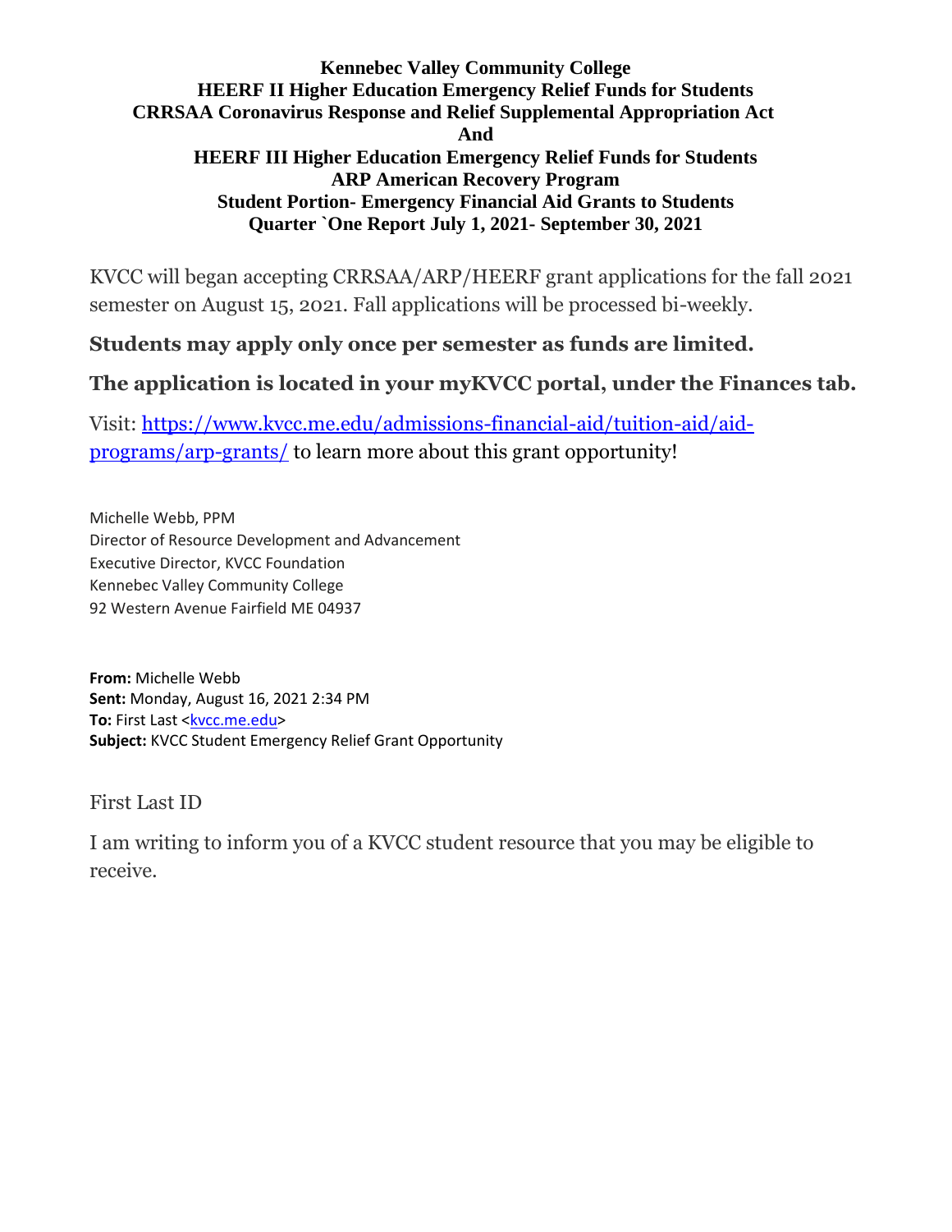**Kennebec Valley Community College**
**HEERF II Higher Education Emergency Relief Funds for Students**
**CRRSAA Coronavirus Response and Relief Supplemental Appropriation Act**
**And**
**HEERF III Higher Education Emergency Relief Funds for Students**
**ARP American Recovery Program**
**Student Portion- Emergency Financial Aid Grants to Students**
**Quarter `One Report July 1, 2021- September 30, 2021**

KVCC will began accepting CRRSAA/ARP/HEERF grant applications for the fall 2021 semester on August 15, 2021. Fall applications will be processed bi-weekly.

**Students may apply only once per semester as funds are limited.**

**The application is located in your myKVCC portal, under the Finances tab.**

Visit: [https://www.kvcc.me.edu/admissions-financial-aid/tuition-aid/aid-programs/arp-grants/](https://www.kvcc.me.edu/admissions-financial-aid/tuition-aid/aid-programs/arp-grants/) to learn more about this grant opportunity!

Michelle Webb, PPM
Director of Resource Development and Advancement
Executive Director, KVCC Foundation
Kennebec Valley Community College
92 Western Avenue Fairfield ME 04937

**From:** Michelle Webb
**Sent:** Monday, August 16, 2021 2:34 PM
**To:** First Last <kvcc.me.edu>
**Subject:** KVCC Student Emergency Relief Grant Opportunity

First Last ID

I am writing to inform you of a KVCC student resource that you may be eligible to receive.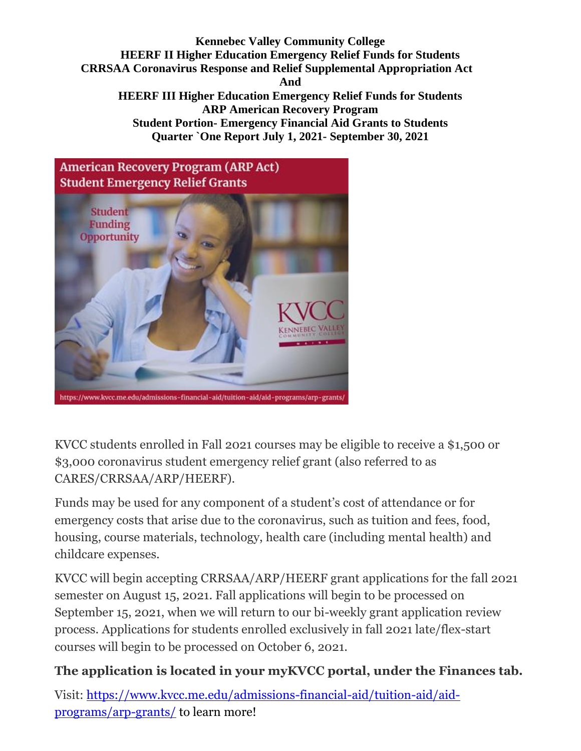**Kennebec Valley Community College**
**HEERF II Higher Education Emergency Relief Funds for Students**
**CRRSAA Coronavirus Response and Relief Supplemental Appropriation Act**
**And**
**HEERF III Higher Education Emergency Relief Funds for Students**
**ARP American Recovery Program**
**Student Portion- Emergency Financial Aid Grants to Students**
**Quarter `One Report July 1, 2021- September 30, 2021**

American Recovery Program (ARP Act)
Student Emergency Relief Grants

Student Funding Opportunity

KVCC Kennebec Valley Community College

https://www.kvcc.me.edu/admissions-financial-aid/tuition-aid/aid-programs/arp-grants/

KVCC students enrolled in Fall 2021 courses may be eligible to receive a $1,500 or $3,000 coronavirus student emergency relief grant (also referred to as CARES/CRRSAA/ARP/HEERF).

Funds may be used for any component of a student's cost of attendance or for emergency costs that arise due to the coronavirus, such as tuition and fees, food, housing, course materials, technology, health care (including mental health) and childcare expenses.

KVCC will begin accepting CRRSAA/ARP/HEERF grant applications for the fall 2021 semester on August 15, 2021. Fall applications will begin to be processed on September 15, 2021, when we will return to our bi-weekly grant application review process. Applications for students enrolled exclusively in fall 2021 late/flex-start courses will begin to be processed on October 6, 2021.

**The application is located in your myKVCC portal, under the Finances tab.**

Visit: [https://www.kvcc.me.edu/admissions-financial-aid/tuition-aid/aid-programs/arp-grants/](https://www.kvcc.me.edu/admissions-financial-aid/tuition-aid/aid-programs/arp-grants/) to learn more!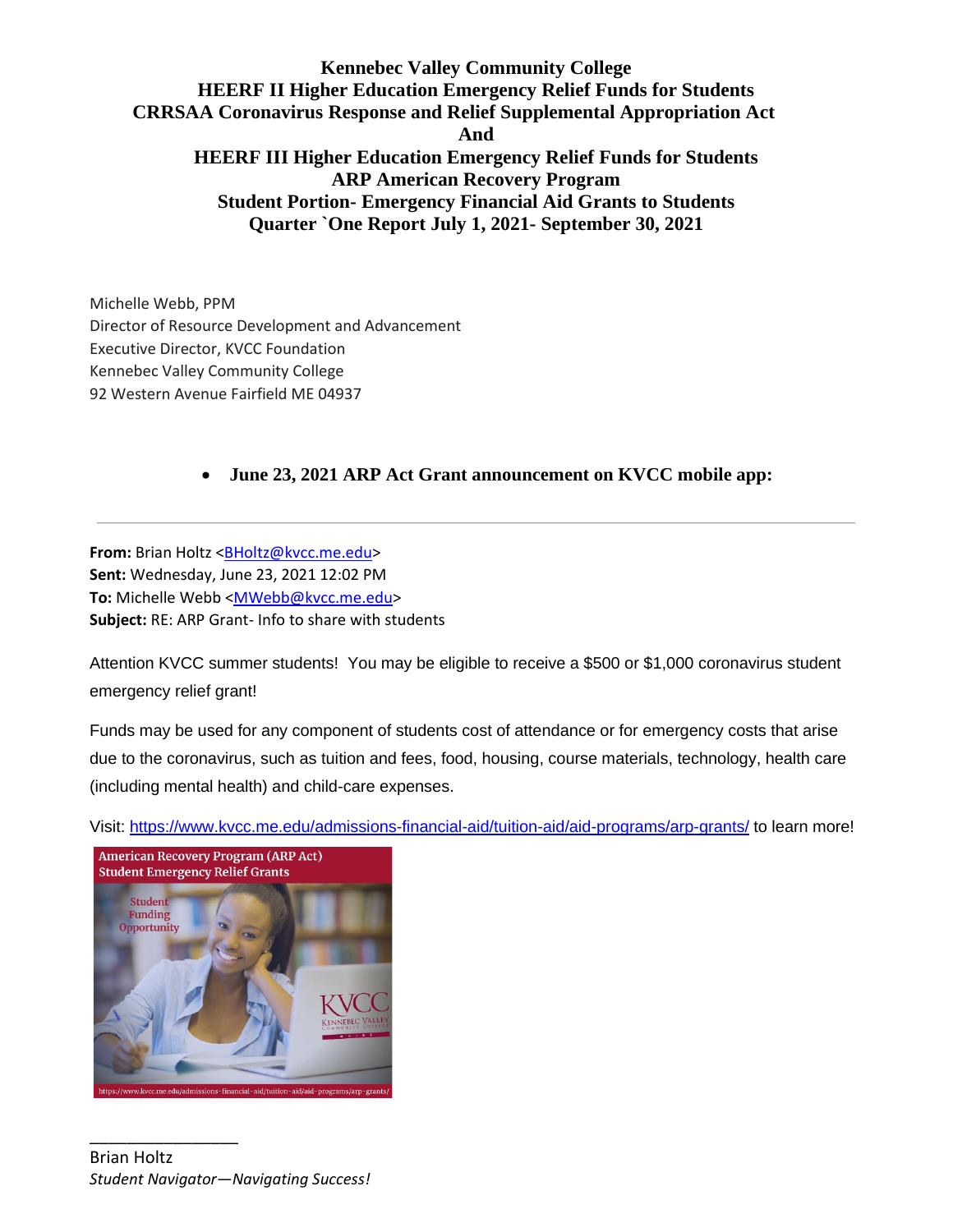**Kennebec Valley Community College**
**HEERF II Higher Education Emergency Relief Funds for Students**
**CRRSAA Coronavirus Response and Relief Supplemental Appropriation Act**
**And**
**HEERF III Higher Education Emergency Relief Funds for Students**
**ARP American Recovery Program**
**Student Portion- Emergency Financial Aid Grants to Students**
**Quarter `One Report July 1, 2021- September 30, 2021**

Michelle Webb, PPM
Director of Resource Development and Advancement
Executive Director, KVCC Foundation
Kennebec Valley Community College
92 Western Avenue Fairfield ME 04937

- **June 23, 2021 ARP Act Grant announcement on KVCC mobile app:**

---

**From:** Brian Holtz <BHoltz@kvcc.me.edu>
**Sent:** Wednesday, June 23, 2021 12:02 PM
**To:** Michelle Webb <MWebb@kvcc.me.edu>
**Subject:** RE: ARP Grant- Info to share with students

Attention KVCC summer students! You may be eligible to receive a $500 or $1,000 coronavirus student emergency relief grant!

Funds may be used for any component of students cost of attendance or for emergency costs that arise due to the coronavirus, such as tuition and fees, food, housing, course materials, technology, health care (including mental health) and child-care expenses.

Visit: https://www.kvcc.me.edu/admissions-financial-aid/tuition-aid/aid-programs/arp-grants/ to learn more!

American Recovery Program (ARP Act)
Student Emergency Relief Grants

Student Funding Opportunity

KVCC
Kennebec Valley Community College

https://www.kvcc.me.edu/admissions-financial-aid/tuition-aid/aid-programs/arp-grants/

\_\_\_\_\_\_\_\_\_\_\_\_\_\_\_\_\_\_
Brian Holtz
*Student Navigator—Navigating Success!*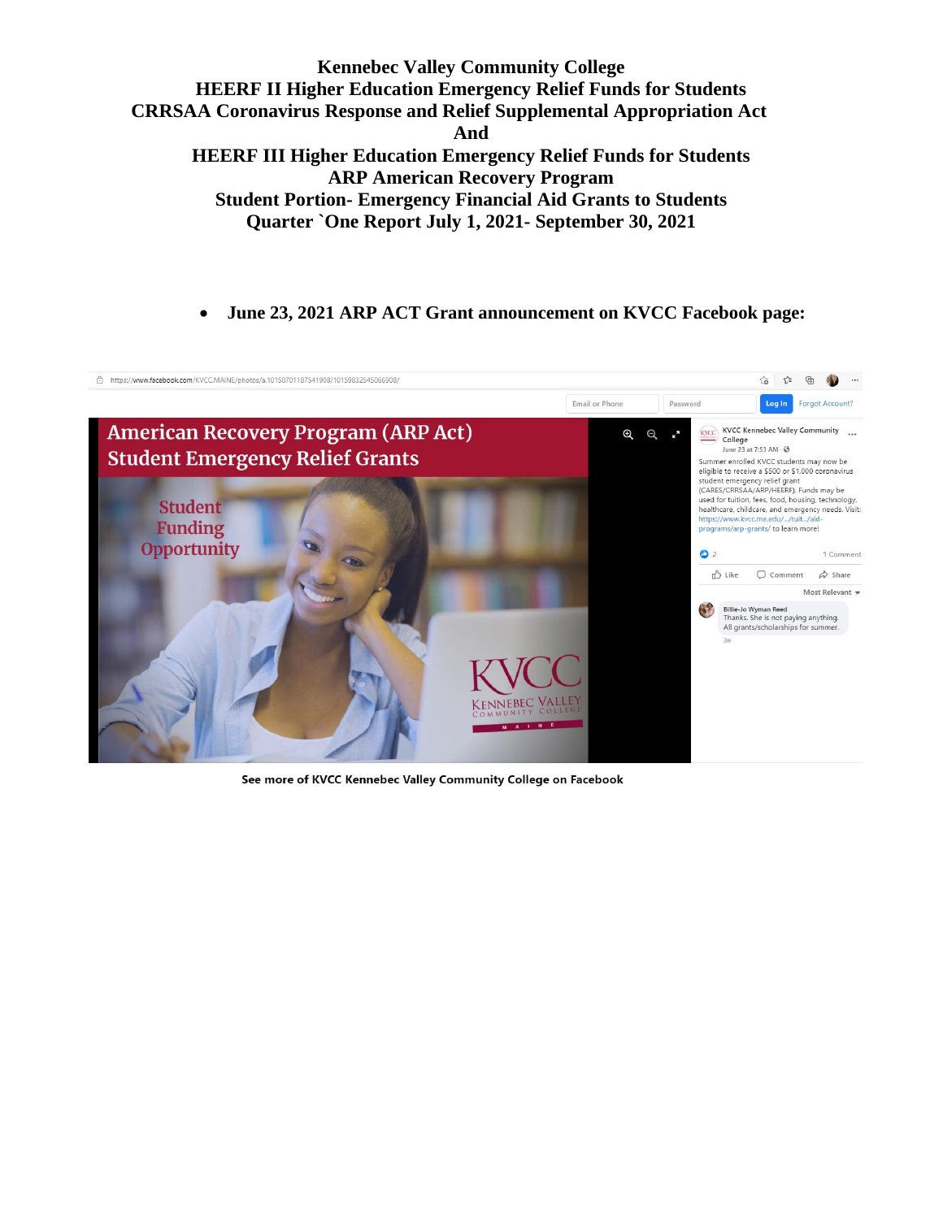# Kennebec Valley Community College
# HEERF II Higher Education Emergency Relief Funds for Students
# CRRSAA Coronavirus Response and Relief Supplemental Appropriation Act
# And
# HEERF III Higher Education Emergency Relief Funds for Students
# ARP American Recovery Program
# Student Portion- Emergency Financial Aid Grants to Students
# Quarter `One Report July 1, 2021- September 30, 2021

- **June 23, 2021 ARP ACT Grant announcement on KVCC Facebook page:**

https://www.facebook.com/KVCC.MAINE/photos/a.10150701187541908/10159832545066908/

American Recovery Program (ARP Act)
Student Emergency Relief Grants

Student Funding Opportunity

KVCC
KENNEBEC VALLEY
COMMUNITY COLLEGE
MAINE

KVCC Kennebec Valley Community College
June 23 at 7:53 AM

Summer enrolled KVCC students may now be eligible to receive a $500 or $1,000 coronavirus student emergency relief grant (CARES/CRRSAA/ARP/HEERF). Funds may be used for tuition, fees, food, housing, technology, healthcare, childcare, and emergency needs. Visit: https://www.kvcc.me.edu/.../tuit.../aid-programs/arp-grants/ to learn more!

2 · 1 Comment

Like · Comment · Share

Most Relevant

Billie-Jo Wyman Reed
Thanks. She is not paying anything. All grants/scholarships for summer.
3w

See more of KVCC Kennebec Valley Community College on Facebook